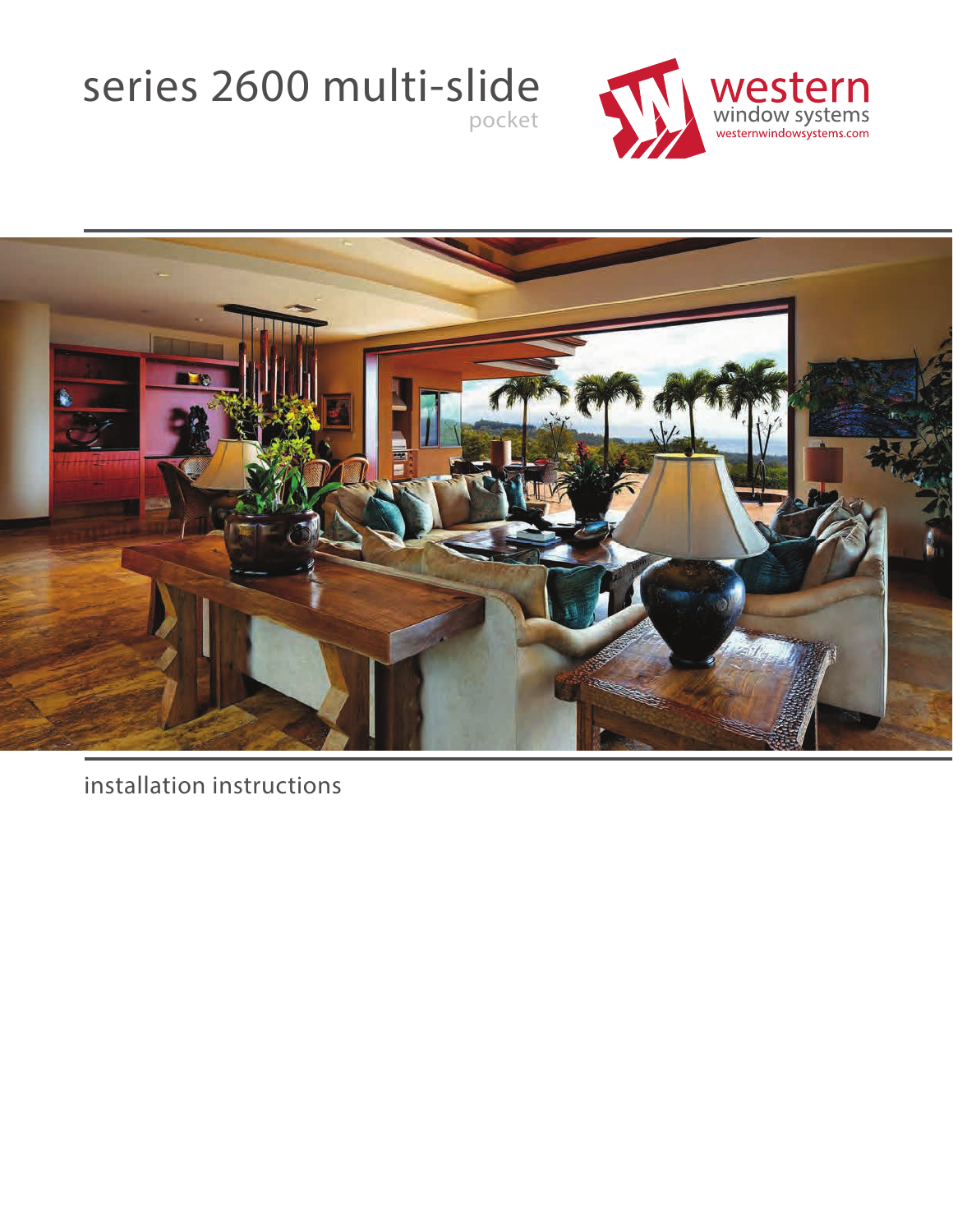# series 2600 multi-slide

pocket

western
window systems
westernwindowsystems.com

installation instructions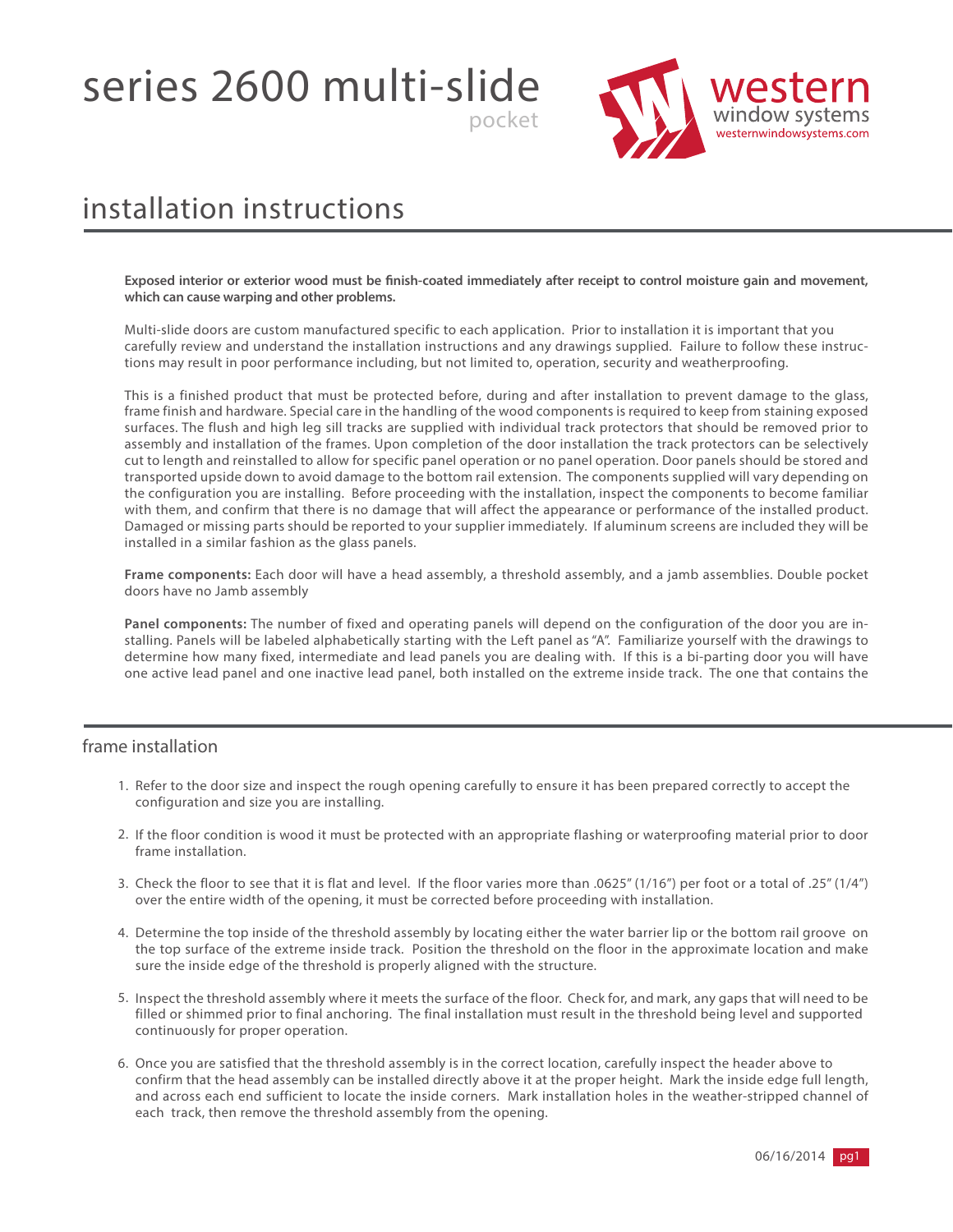# series 2600 multi-slide

pocket

western window systems
westernwindowsystems.com

# installation instructions

**Exposed interior or exterior wood must be finish-coated immediately after receipt to control moisture gain and movement, which can cause warping and other problems.**

Multi-slide doors are custom manufactured specific to each application. Prior to installation it is important that you carefully review and understand the installation instructions and any drawings supplied. Failure to follow these instructions may result in poor performance including, but not limited to, operation, security and weatherproofing.

This is a finished product that must be protected before, during and after installation to prevent damage to the glass, frame finish and hardware. Special care in the handling of the wood components is required to keep from staining exposed surfaces. The flush and high leg sill tracks are supplied with individual track protectors that should be removed prior to assembly and installation of the frames. Upon completion of the door installation the track protectors can be selectively cut to length and reinstalled to allow for specific panel operation or no panel operation. Door panels should be stored and transported upside down to avoid damage to the bottom rail extension. The components supplied will vary depending on the configuration you are installing. Before proceeding with the installation, inspect the components to become familiar with them, and confirm that there is no damage that will affect the appearance or performance of the installed product. Damaged or missing parts should be reported to your supplier immediately. If aluminum screens are included they will be installed in a similar fashion as the glass panels.

**Frame components:** Each door will have a head assembly, a threshold assembly, and a jamb assemblies. Double pocket doors have no Jamb assembly

**Panel components:** The number of fixed and operating panels will depend on the configuration of the door you are installing. Panels will be labeled alphabetically starting with the Left panel as "A". Familiarize yourself with the drawings to determine how many fixed, intermediate and lead panels you are dealing with. If this is a bi-parting door you will have one active lead panel and one inactive lead panel, both installed on the extreme inside track. The one that contains the

## frame installation

1. Refer to the door size and inspect the rough opening carefully to ensure it has been prepared correctly to accept the configuration and size you are installing.
2. If the floor condition is wood it must be protected with an appropriate flashing or waterproofing material prior to door frame installation.
3. Check the floor to see that it is flat and level. If the floor varies more than .0625" (1/16") per foot or a total of .25" (1/4") over the entire width of the opening, it must be corrected before proceeding with installation.
4. Determine the top inside of the threshold assembly by locating either the water barrier lip or the bottom rail groove on the top surface of the extreme inside track. Position the threshold on the floor in the approximate location and make sure the inside edge of the threshold is properly aligned with the structure.
5. Inspect the threshold assembly where it meets the surface of the floor. Check for, and mark, any gaps that will need to be filled or shimmed prior to final anchoring. The final installation must result in the threshold being level and supported continuously for proper operation.
6. Once you are satisfied that the threshold assembly is in the correct location, carefully inspect the header above to confirm that the head assembly can be installed directly above it at the proper height. Mark the inside edge full length, and across each end sufficient to locate the inside corners. Mark installation holes in the weather-stripped channel of each track, then remove the threshold assembly from the opening.

06/16/2014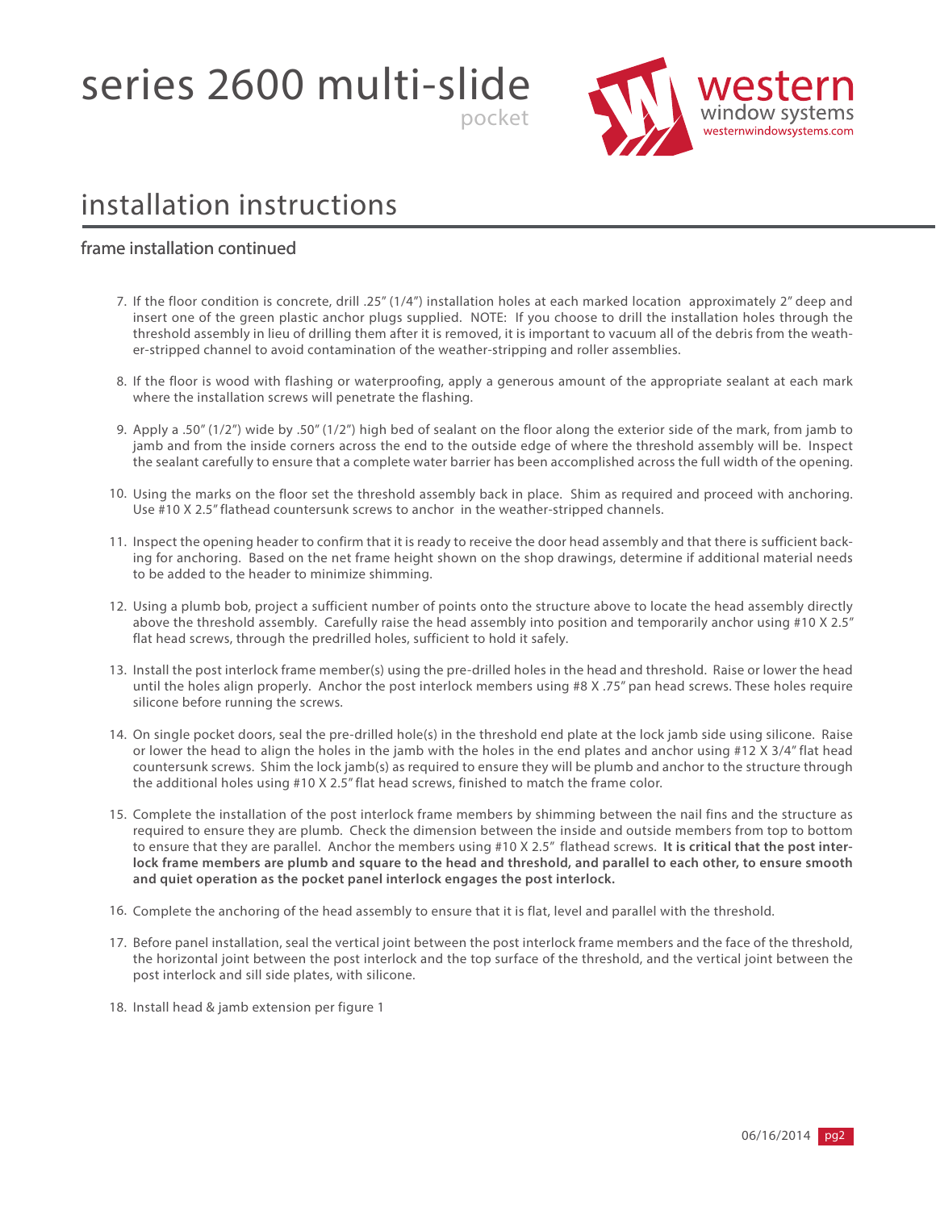# series 2600 multi-slide

pocket

western window systems
westernwindowsystems.com

## installation instructions

### frame installation continued

7. If the floor condition is concrete, drill .25" (1/4") installation holes at each marked location approximately 2" deep and insert one of the green plastic anchor plugs supplied. NOTE: If you choose to drill the installation holes through the threshold assembly in lieu of drilling them after it is removed, it is important to vacuum all of the debris from the weather-stripped channel to avoid contamination of the weather-stripping and roller assemblies.

8. If the floor is wood with flashing or waterproofing, apply a generous amount of the appropriate sealant at each mark where the installation screws will penetrate the flashing.

9. Apply a .50" (1/2") wide by .50" (1/2") high bed of sealant on the floor along the exterior side of the mark, from jamb to jamb and from the inside corners across the end to the outside edge of where the threshold assembly will be. Inspect the sealant carefully to ensure that a complete water barrier has been accomplished across the full width of the opening.

10. Using the marks on the floor set the threshold assembly back in place. Shim as required and proceed with anchoring. Use #10 X 2.5" flathead countersunk screws to anchor in the weather-stripped channels.

11. Inspect the opening header to confirm that it is ready to receive the door head assembly and that there is sufficient backing for anchoring. Based on the net frame height shown on the shop drawings, determine if additional material needs to be added to the header to minimize shimming.

12. Using a plumb bob, project a sufficient number of points onto the structure above to locate the head assembly directly above the threshold assembly. Carefully raise the head assembly into position and temporarily anchor using #10 X 2.5" flat head screws, through the predrilled holes, sufficient to hold it safely.

13. Install the post interlock frame member(s) using the pre-drilled holes in the head and threshold. Raise or lower the head until the holes align properly. Anchor the post interlock members using #8 X .75" pan head screws. These holes require silicone before running the screws.

14. On single pocket doors, seal the pre-drilled hole(s) in the threshold end plate at the lock jamb side using silicone. Raise or lower the head to align the holes in the jamb with the holes in the end plates and anchor using #12 X 3/4" flat head countersunk screws. Shim the lock jamb(s) as required to ensure they will be plumb and anchor to the structure through the additional holes using #10 X 2.5" flat head screws, finished to match the frame color.

15. Complete the installation of the post interlock frame members by shimming between the nail fins and the structure as required to ensure they are plumb. Check the dimension between the inside and outside members from top to bottom to ensure that they are parallel. Anchor the members using #10 X 2.5" flathead screws. **It is critical that the post interlock frame members are plumb and square to the head and threshold, and parallel to each other, to ensure smooth and quiet operation as the pocket panel interlock engages the post interlock.**

16. Complete the anchoring of the head assembly to ensure that it is flat, level and parallel with the threshold.

17. Before panel installation, seal the vertical joint between the post interlock frame members and the face of the threshold, the horizontal joint between the post interlock and the top surface of the threshold, and the vertical joint between the post interlock and sill side plates, with silicone.

18. Install head & jamb extension per figure 1

06/16/2014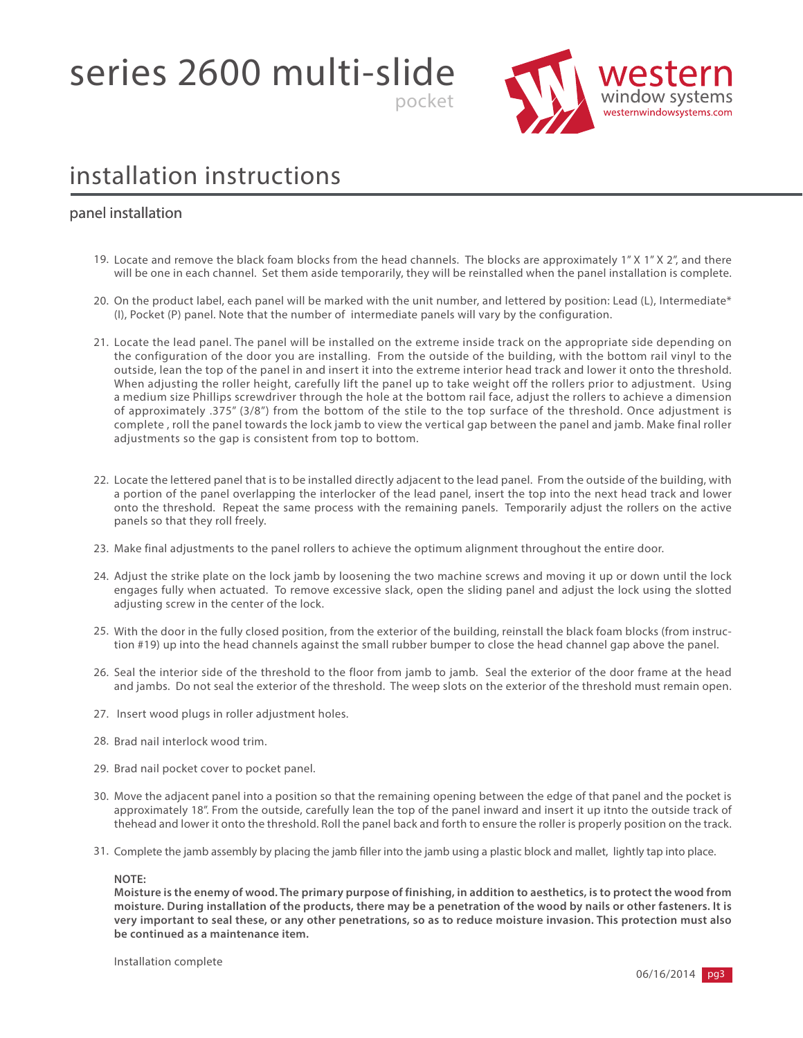# series 2600 multi-slide

pocket

western window systems
westernwindowsystems.com

## installation instructions

### panel installation

19. Locate and remove the black foam blocks from the head channels. The blocks are approximately 1" X 1" X 2", and there will be one in each channel. Set them aside temporarily, they will be reinstalled when the panel installation is complete.

20. On the product label, each panel will be marked with the unit number, and lettered by position: Lead (L), Intermediate* (I), Pocket (P) panel. Note that the number of intermediate panels will vary by the configuration.

21. Locate the lead panel. The panel will be installed on the extreme inside track on the appropriate side depending on the configuration of the door you are installing. From the outside of the building, with the bottom rail vinyl to the outside, lean the top of the panel in and insert it into the extreme interior head track and lower it onto the threshold. When adjusting the roller height, carefully lift the panel up to take weight off the rollers prior to adjustment. Using a medium size Phillips screwdriver through the hole at the bottom rail face, adjust the rollers to achieve a dimension of approximately .375" (3/8") from the bottom of the stile to the top surface of the threshold. Once adjustment is complete , roll the panel towards the lock jamb to view the vertical gap between the panel and jamb. Make final roller adjustments so the gap is consistent from top to bottom.

22. Locate the lettered panel that is to be installed directly adjacent to the lead panel. From the outside of the building, with a portion of the panel overlapping the interlocker of the lead panel, insert the top into the next head track and lower onto the threshold. Repeat the same process with the remaining panels. Temporarily adjust the rollers on the active panels so that they roll freely.

23. Make final adjustments to the panel rollers to achieve the optimum alignment throughout the entire door.

24. Adjust the strike plate on the lock jamb by loosening the two machine screws and moving it up or down until the lock engages fully when actuated. To remove excessive slack, open the sliding panel and adjust the lock using the slotted adjusting screw in the center of the lock.

25. With the door in the fully closed position, from the exterior of the building, reinstall the black foam blocks (from instruction #19) up into the head channels against the small rubber bumper to close the head channel gap above the panel.

26. Seal the interior side of the threshold to the floor from jamb to jamb. Seal the exterior of the door frame at the head and jambs. Do not seal the exterior of the threshold. The weep slots on the exterior of the threshold must remain open.

27. Insert wood plugs in roller adjustment holes.

28. Brad nail interlock wood trim.

29. Brad nail pocket cover to pocket panel.

30. Move the adjacent panel into a position so that the remaining opening between the edge of that panel and the pocket is approximately 18". From the outside, carefully lean the top of the panel inward and insert it up itnto the outside track of thehead and lower it onto the threshold. Roll the panel back and forth to ensure the roller is properly position on the track.

31. Complete the jamb assembly by placing the jamb filler into the jamb using a plastic block and mallet, lightly tap into place.

**NOTE:**
**Moisture is the enemy of wood. The primary purpose of finishing, in addition to aesthetics, is to protect the wood from moisture. During installation of the products, there may be a penetration of the wood by nails or other fasteners. It is very important to seal these, or any other penetrations, so as to reduce moisture invasion. This protection must also be continued as a maintenance item.**

Installation complete

06/16/2014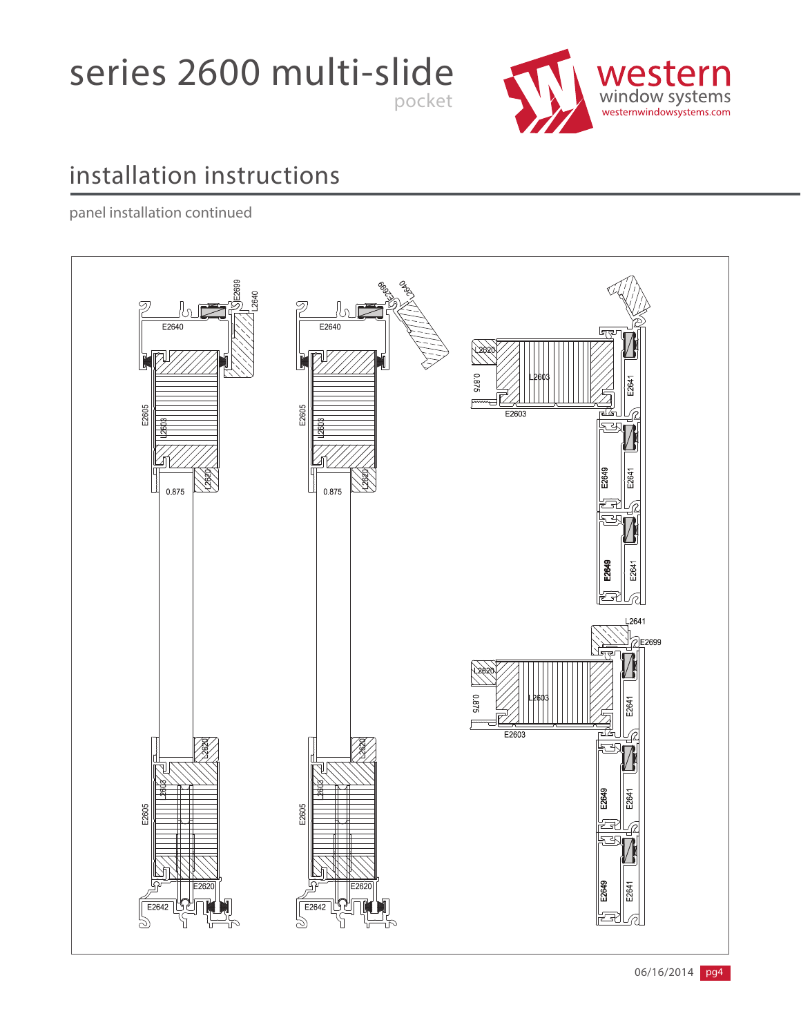# series 2600 multi-slide

pocket

western window systems
westernwindowsystems.com

## installation instructions

panel installation continued

E2699
L2640
E2640
E2605
L2603
0.875
L2620
E2620
E2642

E2699
L2640
E2640
E2605
L2603
0.875
L2620
E2620
E2642

L2620
0.875
L2603
E2603
E2641
E2649
E2641
E2649
E2641

L2641
E2699
L2620
0.875
L2603
E2603
E2641
E2649
E2641
E2649
E2641